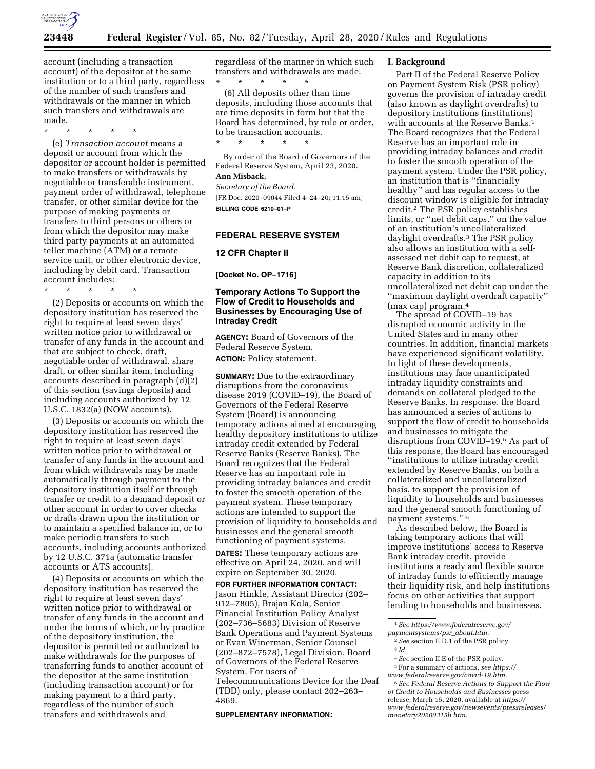account (including a transaction account) of the depositor at the same institution or to a third party, regardless of the number of such transfers and withdrawals or the manner in which such transfers and withdrawals are made.

\* \* \* \* \*

(e) *Transaction account* means a deposit or account from which the depositor or account holder is permitted to make transfers or withdrawals by negotiable or transferable instrument, payment order of withdrawal, telephone transfer, or other similar device for the purpose of making payments or transfers to third persons or others or from which the depositor may make third party payments at an automated teller machine (ATM) or a remote service unit, or other electronic device, including by debit card. Transaction account includes:

\* \* \* \* \*

(2) Deposits or accounts on which the depository institution has reserved the right to require at least seven days' written notice prior to withdrawal or transfer of any funds in the account and that are subject to check, draft, negotiable order of withdrawal, share draft, or other similar item, including accounts described in paragraph (d)(2) of this section (savings deposits) and including accounts authorized by 12 U.S.C. 1832(a) (NOW accounts).

(3) Deposits or accounts on which the depository institution has reserved the right to require at least seven days' written notice prior to withdrawal or transfer of any funds in the account and from which withdrawals may be made automatically through payment to the depository institution itself or through transfer or credit to a demand deposit or other account in order to cover checks or drafts drawn upon the institution or to maintain a specified balance in, or to make periodic transfers to such accounts, including accounts authorized by 12 U.S.C. 371a (automatic transfer accounts or ATS accounts).

(4) Deposits or accounts on which the depository institution has reserved the right to require at least seven days' written notice prior to withdrawal or transfer of any funds in the account and under the terms of which, or by practice of the depository institution, the depositor is permitted or authorized to make withdrawals for the purposes of transferring funds to another account of the depositor at the same institution (including transaction account) or for making payment to a third party, regardless of the number of such transfers and withdrawals and regardless of the manner in which such transfers and withdrawals are made.

\* \* \* \* \*

(6) All deposits other than time deposits, including those accounts that are time deposits in form but that the Board has determined, by rule or order, to be transaction accounts.

\* \* \* \* \*

By order of the Board of Governors of the Federal Reserve System, April 23, 2020.

**Ann Misback,**

*Secretary of the Board.*

[FR Doc. 2020–09044 Filed 4–24–20; 11:15 am]

**BILLING CODE 6210–01–P**

---

## FEDERAL RESERVE SYSTEM

### 12 CFR Chapter II

**[Docket No. OP–1716]**

### Temporary Actions To Support the Flow of Credit to Households and Businesses by Encouraging Use of Intraday Credit

**AGENCY:** Board of Governors of the Federal Reserve System.

**ACTION:** Policy statement.

**SUMMARY:** Due to the extraordinary disruptions from the coronavirus disease 2019 (COVID–19), the Board of Governors of the Federal Reserve System (Board) is announcing temporary actions aimed at encouraging healthy depository institutions to utilize intraday credit extended by Federal Reserve Banks (Reserve Banks). The Board recognizes that the Federal Reserve has an important role in providing intraday balances and credit to foster the smooth operation of the payment system. These temporary actions are intended to support the provision of liquidity to households and businesses and the general smooth functioning of payment systems.

**DATES:** These temporary actions are effective on April 24, 2020, and will expire on September 30, 2020.

**FOR FURTHER INFORMATION CONTACT:** Jason Hinkle, Assistant Director (202–912–7805), Brajan Kola, Senior Financial Institution Policy Analyst (202–736–5683) Division of Reserve Bank Operations and Payment Systems or Evan Winerman, Senior Counsel (202–872–7578), Legal Division, Board of Governors of the Federal Reserve System. For users of Telecommunications Device for the Deaf (TDD) only, please contact 202–263–4869.

**SUPPLEMENTARY INFORMATION:**

#### I. Background

Part II of the Federal Reserve Policy on Payment System Risk (PSR policy) governs the provision of intraday credit (also known as daylight overdrafts) to depository institutions (institutions) with accounts at the Reserve Banks.[1] The Board recognizes that the Federal Reserve has an important role in providing intraday balances and credit to foster the smooth operation of the payment system. Under the PSR policy, an institution that is ''financially healthy'' and has regular access to the discount window is eligible for intraday credit.[2] The PSR policy establishes limits, or ''net debit caps,'' on the value of an institution's uncollateralized daylight overdrafts.[3] The PSR policy also allows an institution with a self-assessed net debit cap to request, at Reserve Bank discretion, collateralized capacity in addition to its uncollateralized net debit cap under the ''maximum daylight overdraft capacity'' (max cap) program.[4]

The spread of COVID–19 has disrupted economic activity in the United States and in many other countries. In addition, financial markets have experienced significant volatility. In light of these developments, institutions may face unanticipated intraday liquidity constraints and demands on collateral pledged to the Reserve Banks. In response, the Board has announced a series of actions to support the flow of credit to households and businesses to mitigate the disruptions from COVID–19.[5] As part of this response, the Board has encouraged ''institutions to utilize intraday credit extended by Reserve Banks, on both a collateralized and uncollateralized basis, to support the provision of liquidity to households and businesses and the general smooth functioning of payment systems.''[6]

As described below, the Board is taking temporary actions that will improve institutions' access to Reserve Bank intraday credit, provide institutions a ready and flexible source of intraday funds to efficiently manage their liquidity risk, and help institutions focus on other activities that support lending to households and businesses.

---

[1] *See https://www.federalreserve.gov/paymentsystems/psr_about.htm.*

[2] *See* section II.D.1 of the PSR policy.

[3] *Id.*

[4] *See* section II.E of the PSR policy.

[5] For a summary of actions, *see https://www.federalreserve.gov/covid-19.htm.*

[6] *See Federal Reserve Actions to Support the Flow of Credit to Households and Businesses* press release, March 15, 2020, available at *https://www.federalreserve.gov/newsevents/pressreleases/monetary20200315b.htm.*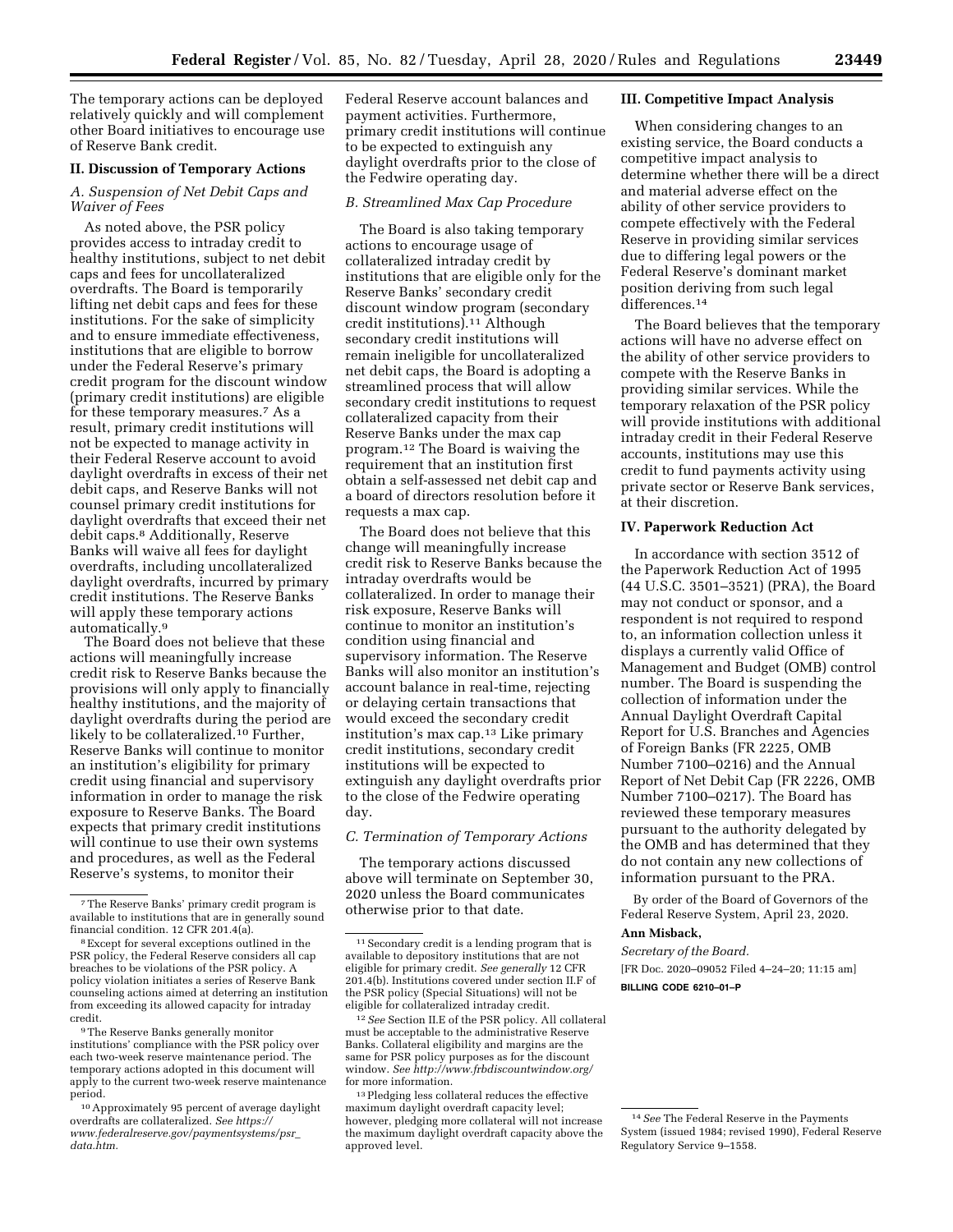The temporary actions can be deployed relatively quickly and will complement other Board initiatives to encourage use of Reserve Bank credit.

## II. Discussion of Temporary Actions

### *A. Suspension of Net Debit Caps and Waiver of Fees*

As noted above, the PSR policy provides access to intraday credit to healthy institutions, subject to net debit caps and fees for uncollateralized overdrafts. The Board is temporarily lifting net debit caps and fees for these institutions. For the sake of simplicity and to ensure immediate effectiveness, institutions that are eligible to borrow under the Federal Reserve's primary credit program for the discount window (primary credit institutions) are eligible for these temporary measures.[7] As a result, primary credit institutions will not be expected to manage activity in their Federal Reserve account to avoid daylight overdrafts in excess of their net debit caps, and Reserve Banks will not counsel primary credit institutions for daylight overdrafts that exceed their net debit caps.[8] Additionally, Reserve Banks will waive all fees for daylight overdrafts, including uncollateralized daylight overdrafts, incurred by primary credit institutions. The Reserve Banks will apply these temporary actions automatically.[9]

The Board does not believe that these actions will meaningfully increase credit risk to Reserve Banks because the provisions will only apply to financially healthy institutions, and the majority of daylight overdrafts during the period are likely to be collateralized.[10] Further, Reserve Banks will continue to monitor an institution's eligibility for primary credit using financial and supervisory information in order to manage the risk exposure to Reserve Banks. The Board expects that primary credit institutions will continue to use their own systems and procedures, as well as the Federal Reserve's systems, to monitor their Federal Reserve account balances and payment activities. Furthermore, primary credit institutions will continue to be expected to extinguish any daylight overdrafts prior to the close of the Fedwire operating day.

### *B. Streamlined Max Cap Procedure*

The Board is also taking temporary actions to encourage usage of collateralized intraday credit by institutions that are eligible only for the Reserve Banks' secondary credit discount window program (secondary credit institutions).[11] Although secondary credit institutions will remain ineligible for uncollateralized net debit caps, the Board is adopting a streamlined process that will allow secondary credit institutions to request collateralized capacity from their Reserve Banks under the max cap program.[12] The Board is waiving the requirement that an institution first obtain a self-assessed net debit cap and a board of directors resolution before it requests a max cap.

The Board does not believe that this change will meaningfully increase credit risk to Reserve Banks because the intraday overdrafts would be collateralized. In order to manage their risk exposure, Reserve Banks will continue to monitor an institution's condition using financial and supervisory information. The Reserve Banks will also monitor an institution's account balance in real-time, rejecting or delaying certain transactions that would exceed the secondary credit institution's max cap.[13] Like primary credit institutions, secondary credit institutions will be expected to extinguish any daylight overdrafts prior to the close of the Fedwire operating day.

### *C. Termination of Temporary Actions*

The temporary actions discussed above will terminate on September 30, 2020 unless the Board communicates otherwise prior to that date.

## III. Competitive Impact Analysis

When considering changes to an existing service, the Board conducts a competitive impact analysis to determine whether there will be a direct and material adverse effect on the ability of other service providers to compete effectively with the Federal Reserve in providing similar services due to differing legal powers or the Federal Reserve's dominant market position deriving from such legal differences.[14]

The Board believes that the temporary actions will have no adverse effect on the ability of other service providers to compete with the Reserve Banks in providing similar services. While the temporary relaxation of the PSR policy will provide institutions with additional intraday credit in their Federal Reserve accounts, institutions may use this credit to fund payments activity using private sector or Reserve Bank services, at their discretion.

## IV. Paperwork Reduction Act

In accordance with section 3512 of the Paperwork Reduction Act of 1995 (44 U.S.C. 3501–3521) (PRA), the Board may not conduct or sponsor, and a respondent is not required to respond to, an information collection unless it displays a currently valid Office of Management and Budget (OMB) control number. The Board is suspending the collection of information under the Annual Daylight Overdraft Capital Report for U.S. Branches and Agencies of Foreign Banks (FR 2225, OMB Number 7100–0216) and the Annual Report of Net Debit Cap (FR 2226, OMB Number 7100–0217). The Board has reviewed these temporary measures pursuant to the authority delegated by the OMB and has determined that they do not contain any new collections of information pursuant to the PRA.

By order of the Board of Governors of the Federal Reserve System, April 23, 2020.

**Ann Misback,**

*Secretary of the Board.*

[FR Doc. 2020–09052 Filed 4–24–20; 11:15 am]

**BILLING CODE 6210–01–P**

---

[7] The Reserve Banks' primary credit program is available to institutions that are in generally sound financial condition. 12 CFR 201.4(a).

[8] Except for several exceptions outlined in the PSR policy, the Federal Reserve considers all cap breaches to be violations of the PSR policy. A policy violation initiates a series of Reserve Bank counseling actions aimed at deterring an institution from exceeding its allowed capacity for intraday credit.

[9] The Reserve Banks generally monitor institutions' compliance with the PSR policy over each two-week reserve maintenance period. The temporary actions adopted in this document will apply to the current two-week reserve maintenance period.

[10] Approximately 95 percent of average daylight overdrafts are collateralized. *See https://www.federalreserve.gov/paymentsystems/psr_data.htm.*

[11] Secondary credit is a lending program that is available to depository institutions that are not eligible for primary credit. *See generally* 12 CFR 201.4(b). Institutions covered under section II.F of the PSR policy (Special Situations) will not be eligible for collateralized intraday credit.

[12] *See* Section II.E of the PSR policy. All collateral must be acceptable to the administrative Reserve Banks. Collateral eligibility and margins are the same for PSR policy purposes as for the discount window. *See http://www.frbdiscountwindow.org/* for more information.

[13] Pledging less collateral reduces the effective maximum daylight overdraft capacity level; however, pledging more collateral will not increase the maximum daylight overdraft capacity above the approved level.

[14] *See* The Federal Reserve in the Payments System (issued 1984; revised 1990), Federal Reserve Regulatory Service 9–1558.